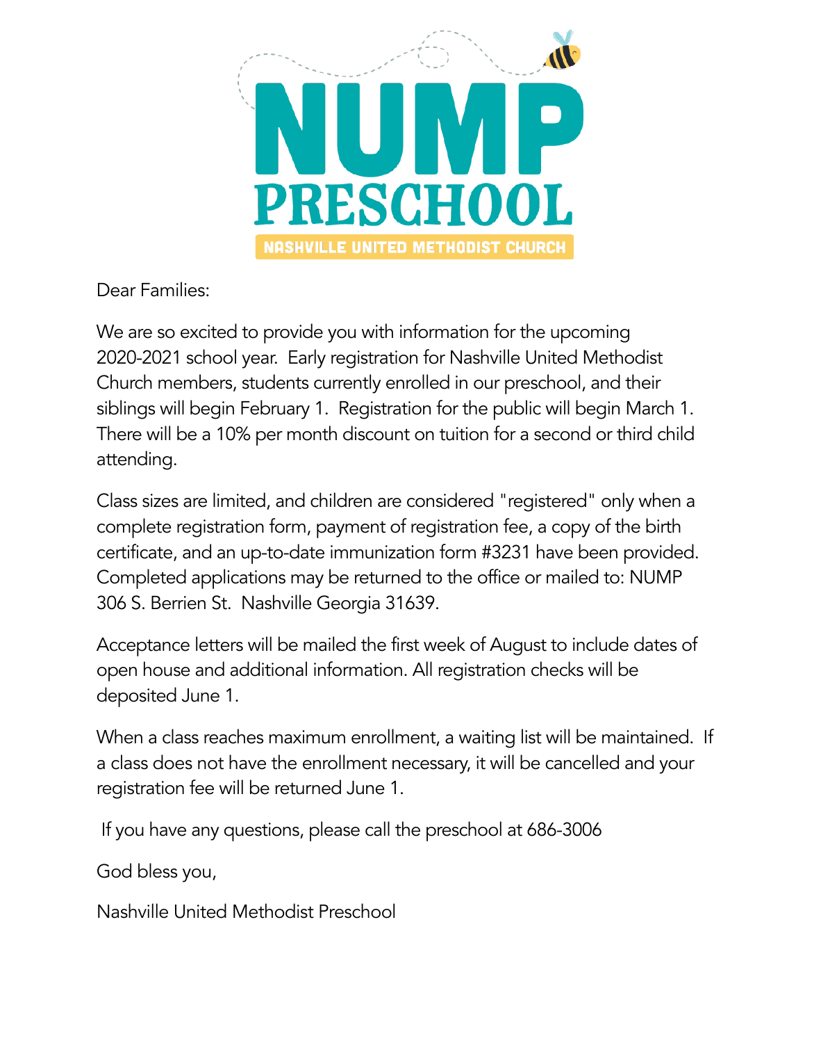# NUMP PRESCHOOL

NASHVILLE UNITED METHODIST CHURCH

Dear Families:

We are so excited to provide you with information for the upcoming 2020-2021 school year. Early registration for Nashville United Methodist Church members, students currently enrolled in our preschool, and their siblings will begin February 1. Registration for the public will begin March 1. There will be a 10% per month discount on tuition for a second or third child attending.

Class sizes are limited, and children are considered "registered" only when a complete registration form, payment of registration fee, a copy of the birth certificate, and an up-to-date immunization form #3231 have been provided. Completed applications may be returned to the office or mailed to: NUMP 306 S. Berrien St. Nashville Georgia 31639.

Acceptance letters will be mailed the first week of August to include dates of open house and additional information. All registration checks will be deposited June 1.

When a class reaches maximum enrollment, a waiting list will be maintained. If a class does not have the enrollment necessary, it will be cancelled and your registration fee will be returned June 1.

If you have any questions, please call the preschool at 686-3006

God bless you,

Nashville United Methodist Preschool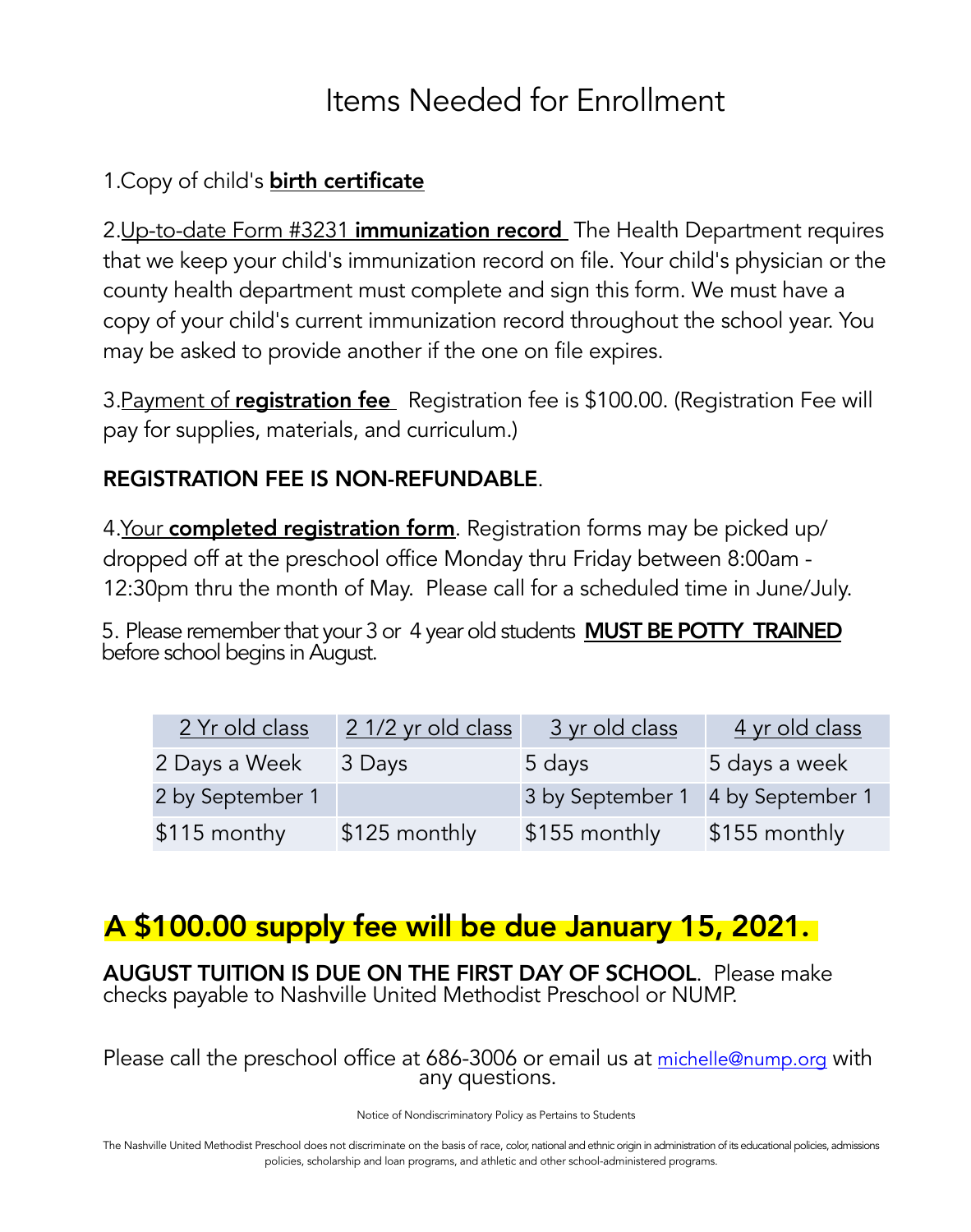# Items Needed for Enrollment

1.Copy of child's **birth certificate**

2.Up-to-date Form #3231 **immunization record** The Health Department requires that we keep your child's immunization record on file. Your child's physician or the county health department must complete and sign this form. We must have a copy of your child's current immunization record throughout the school year. You may be asked to provide another if the one on file expires.

3.Payment of **registration fee** Registration fee is $100.00. (Registration Fee will pay for supplies, materials, and curriculum.)

**REGISTRATION FEE IS NON-REFUNDABLE**.

4.Your **completed registration form**. Registration forms may be picked up/ dropped off at the preschool office Monday thru Friday between 8:00am - 12:30pm thru the month of May. Please call for a scheduled time in June/July.

5. Please remember that your 3 or 4 year old students **MUST BE POTTY TRAINED** before school begins in August.

| 2 Yr old class | 2 1/2 yr old class | 3 yr old class | 4 yr old class |
|---|---|---|---|
| 2 Days a Week | 3 Days | 5 days | 5 days a week |
| 2 by September 1 | | 3 by September 1 | 4 by September 1 |
| $115 monthy | $125 monthly | $155 monthly | $155 monthly |

## A $100.00 supply fee will be due January 15, 2021.

**AUGUST TUITION IS DUE ON THE FIRST DAY OF SCHOOL**. Please make checks payable to Nashville United Methodist Preschool or NUMP.

Please call the preschool office at 686-3006 or email us at michelle@nump.org with any questions.

Notice of Nondiscriminatory Policy as Pertains to Students

The Nashville United Methodist Preschool does not discriminate on the basis of race, color, national and ethnic origin in administration of its educational policies, admissions policies, scholarship and loan programs, and athletic and other school-administered programs.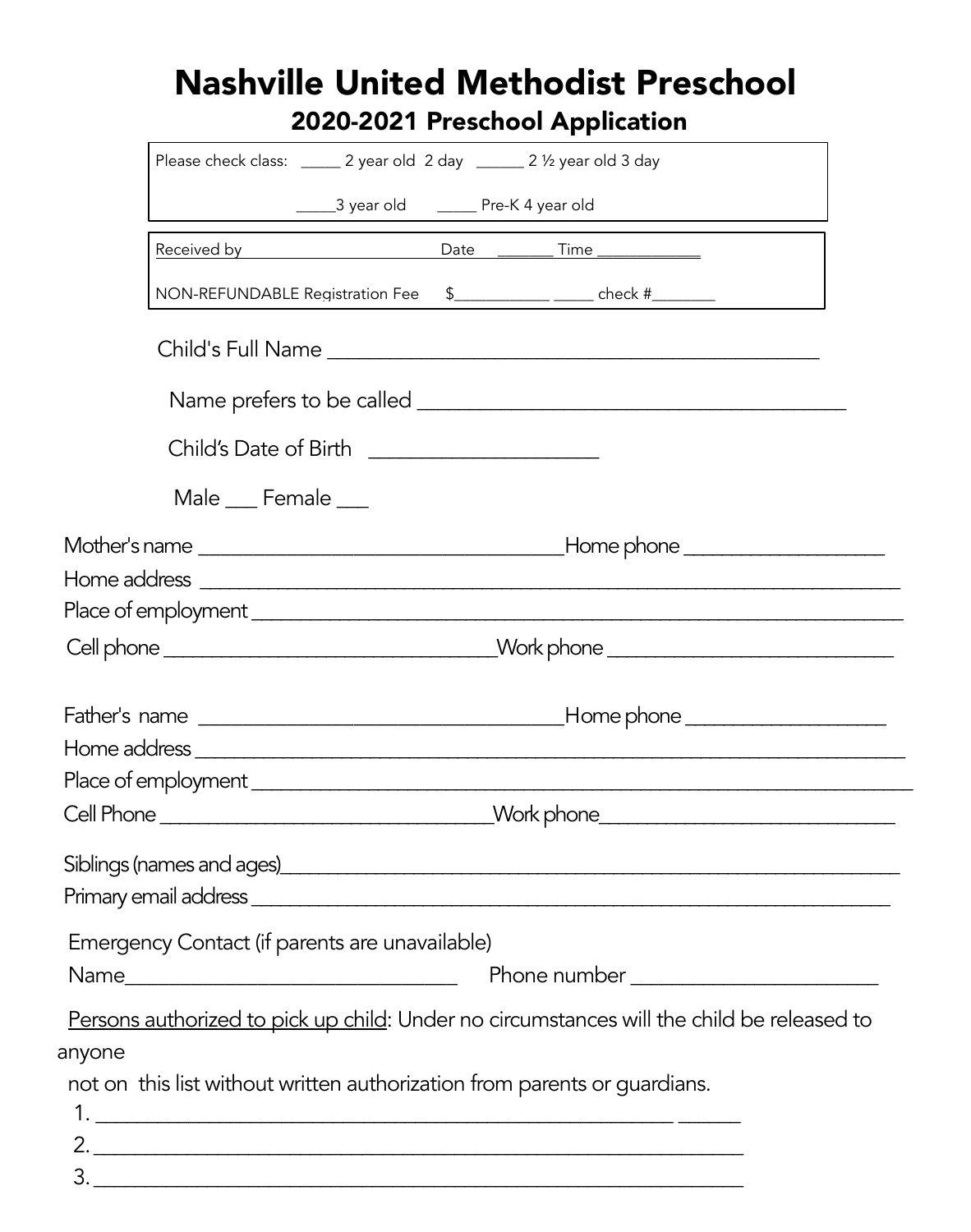# Nashville United Methodist Preschool

## 2020-2021 Preschool Application

Please check class: _____ 2 year old 2 day ______ 2 ½ year old 3 day

_____3 year old _____ Pre-K 4 year old

Received by Date _______ Time _____________

NON-REFUNDABLE Registration Fee $____________ _____ check #________

Child's Full Name ____________________________________________

Name prefers to be called ______________________________________

Child's Date of Birth ____________________

Male ___ Female ___

Mother's name __________________________________Home phone __________________

Home address ____________________________________________________________________

Place of employment _______________________________________________________________

Cell phone _______________________________Work phone __________________________

Father's name __________________________________Home phone __________________

Home address ____________________________________________________________________

Place of employment _______________________________________________________________

Cell Phone _______________________________Work phone__________________________

Siblings (names and ages)_______________________________________________________

Primary email address _______________________________________________________________

Emergency Contact (if parents are unavailable)

Name_______________________________ Phone number ______________________

Persons authorized to pick up child: Under no circumstances will the child be released to anyone not on this list without written authorization from parents or guardians.

1. _______________________________________________________ ______
2. _______________________________________________________________
3. _______________________________________________________________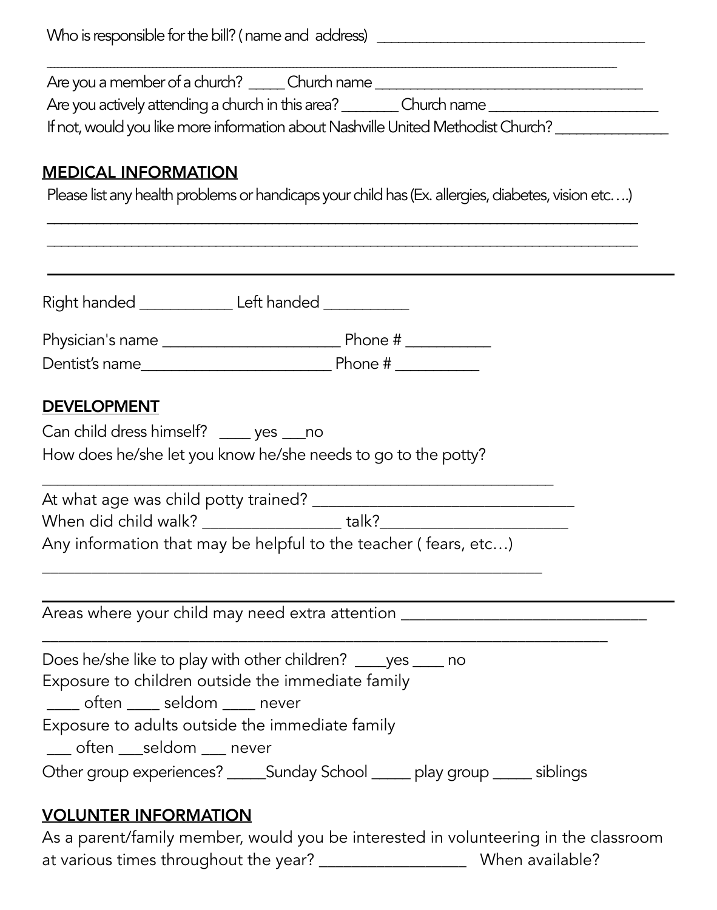Who is responsible for the bill? ( name and address) ___________________________________

_____________________________________________________________________________

Are you a member of a church? _____ Church name ___________________________________

Are you actively attending a church in this area? ________ Church name ______________________

If not, would you like more information about Nashville United Methodist Church? _______________

## MEDICAL INFORMATION

Please list any health problems or handicaps your child has (Ex. allergies, diabetes, vision etc….)

_____________________________________________________________________________

_____________________________________________________________________________

_____________________________________________________________________________

Right handed ____________ Left handed ___________

Physician's name ______________________ Phone # ___________

Dentist's name________________________ Phone # ___________

## DEVELOPMENT

Can child dress himself? ____ yes ___no

How does he/she let you know he/she needs to go to the potty?

_________________________________________________________________

At what age was child potty trained? ________________________________

When did child walk? _________________ talk?_______________________

Any information that may be helpful to the teacher ( fears, etc…)

_______________________________________________________________

_____________________________________________________________________________

Areas where your child may need extra attention ______________________________

_________________________________________________________________________

Does he/she like to play with other children? ____yes ____ no

Exposure to children outside the immediate family

____ often ____ seldom ____ never

Exposure to adults outside the immediate family

___ often ___seldom ___ never

Other group experiences? _____Sunday School _____ play group _____ siblings

## VOLUNTER INFORMATION

As a parent/family member, would you be interested in volunteering in the classroom at various times throughout the year? __________________ When available?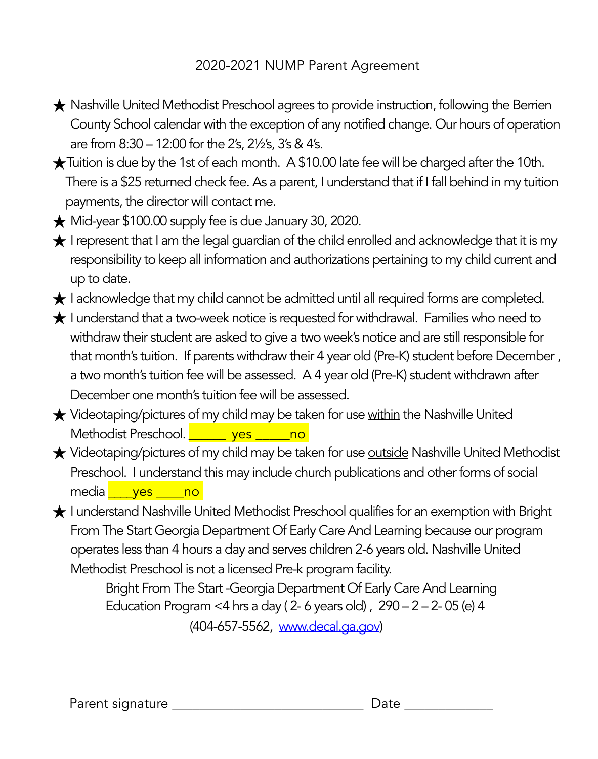# 2020-2021 NUMP Parent Agreement

- ★ Nashville United Methodist Preschool agrees to provide instruction, following the Berrien County School calendar with the exception of any notified change. Our hours of operation are from 8:30 – 12:00 for the 2's, 2½'s, 3's & 4's.
- ★ Tuition is due by the 1st of each month. A $10.00 late fee will be charged after the 10th. There is a $25 returned check fee. As a parent, I understand that if I fall behind in my tuition payments, the director will contact me.
- ★ Mid-year $100.00 supply fee is due January 30, 2020.
- ★ I represent that I am the legal guardian of the child enrolled and acknowledge that it is my responsibility to keep all information and authorizations pertaining to my child current and up to date.
- ★ I acknowledge that my child cannot be admitted until all required forms are completed.
- ★ I understand that a two-week notice is requested for withdrawal. Families who need to withdraw their student are asked to give a two week's notice and are still responsible for that month's tuition. If parents withdraw their 4 year old (Pre-K) student before December , a two month's tuition fee will be assessed. A 4 year old (Pre-K) student withdrawn after December one month's tuition fee will be assessed.
- ★ Videotaping/pictures of my child may be taken for use <u>within</u> the Nashville United Methodist Preschool. ______ yes _____no
- ★ Videotaping/pictures of my child may be taken for use <u>outside</u> Nashville United Methodist Preschool. I understand this may include church publications and other forms of social media ____yes ____no
- ★ I understand Nashville United Methodist Preschool qualifies for an exemption with Bright From The Start Georgia Department Of Early Care And Learning because our program operates less than 4 hours a day and serves children 2-6 years old. Nashville United Methodist Preschool is not a licensed Pre-k program facility.

  Bright From The Start -Georgia Department Of Early Care And Learning
  Education Program <4 hrs a day ( 2- 6 years old) , 290 – 2 – 2- 05 (e) 4
  (404-657-5562, www.decal.ga.gov)

Parent signature ____________________________ Date _____________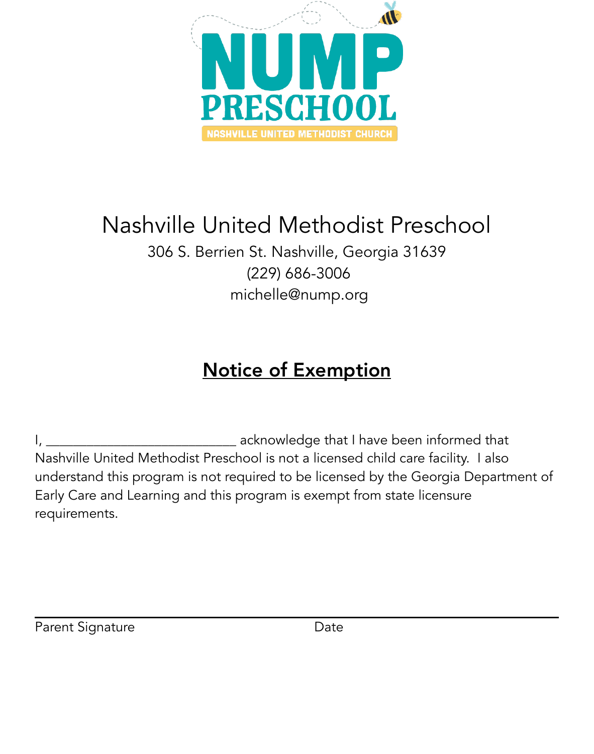NUMP PRESCHOOL

NASHVILLE UNITED METHODIST CHURCH

# Nashville United Methodist Preschool

306 S. Berrien St. Nashville, Georgia 31639
(229) 686-3006
michelle@nump.org

## Notice of Exemption

I, ___________________________ acknowledge that I have been informed that Nashville United Methodist Preschool is not a licensed child care facility. I also understand this program is not required to be licensed by the Georgia Department of Early Care and Learning and this program is exempt from state licensure requirements.

______________________________________________________________

Parent Signature                                        Date